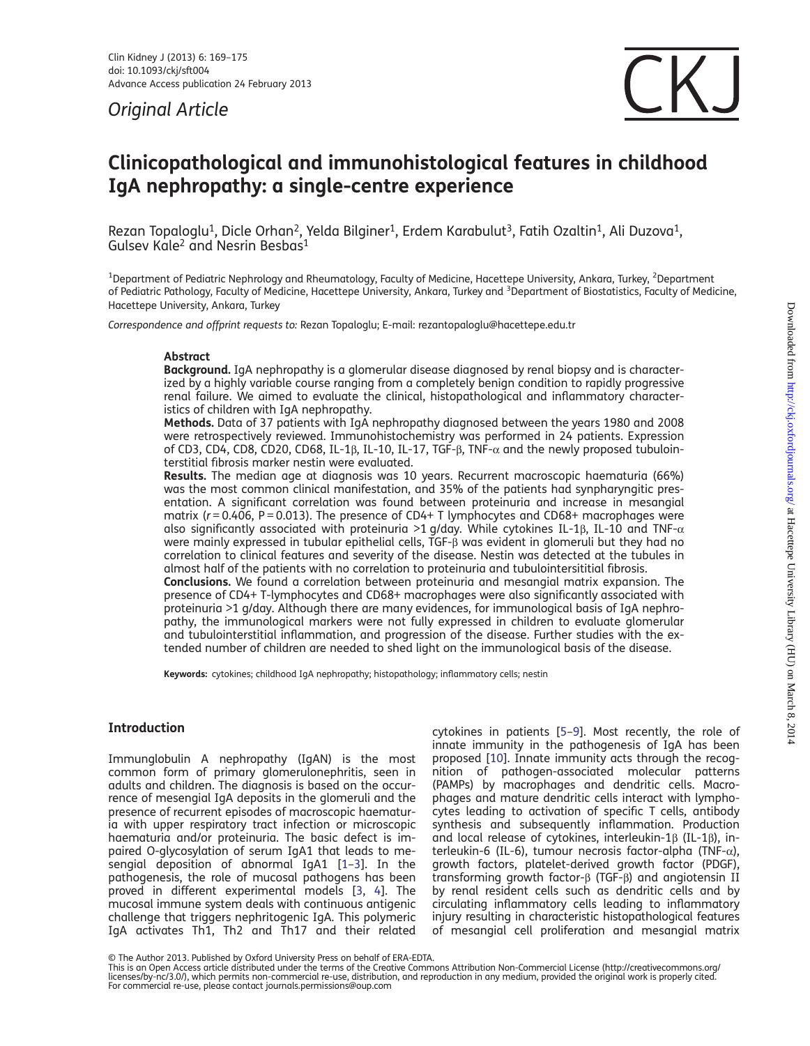*Original Article*

# Clinicopathological and immunohistological features in childhood IgA nephropathy: a single-centre experience

Rezan Topaloglu[1], Dicle Orhan[2], Yelda Bilginer[1], Erdem Karabulut[3], Fatih Ozaltin[1], Ali Duzova[1], Gulsev Kale[2] and Nesrin Besbas[1]

[1]Department of Pediatric Nephrology and Rheumatology, Faculty of Medicine, Hacettepe University, Ankara, Turkey, [2]Department of Pediatric Pathology, Faculty of Medicine, Hacettepe University, Ankara, Turkey and [3]Department of Biostatistics, Faculty of Medicine, Hacettepe University, Ankara, Turkey

*Correspondence and offprint requests to:* Rezan Topaloglu; E-mail: rezantopaloglu@hacettepe.edu.tr

### Abstract

**Background.** IgA nephropathy is a glomerular disease diagnosed by renal biopsy and is characterized by a highly variable course ranging from a completely benign condition to rapidly progressive renal failure. We aimed to evaluate the clinical, histopathological and inflammatory characteristics of children with IgA nephropathy.

**Methods.** Data of 37 patients with IgA nephropathy diagnosed between the years 1980 and 2008 were retrospectively reviewed. Immunohistochemistry was performed in 24 patients. Expression of CD3, CD4, CD8, CD20, CD68, IL-1β, IL-10, IL-17, TGF-β, TNF-α and the newly proposed tubulointerstitial fibrosis marker nestin were evaluated.

**Results.** The median age at diagnosis was 10 years. Recurrent macroscopic haematuria (66%) was the most common clinical manifestation, and 35% of the patients had synpharyngitic presentation. A significant correlation was found between proteinuria and increase in mesangial matrix ($r = 0.406$, $P = 0.013$). The presence of CD4+ T lymphocytes and CD68+ macrophages were also significantly associated with proteinuria >1 g/day. While cytokines IL-1β, IL-10 and TNF-α were mainly expressed in tubular epithelial cells, TGF-β was evident in glomeruli but they had no correlation to clinical features and severity of the disease. Nestin was detected at the tubules in almost half of the patients with no correlation to proteinuria and tubulointersititial fibrosis.

**Conclusions.** We found a correlation between proteinuria and mesangial matrix expansion. The presence of CD4+ T-lymphocytes and CD68+ macrophages were also significantly associated with proteinuria >1 g/day. Although there are many evidences, for immunological basis of IgA nephropathy, the immunological markers were not fully expressed in children to evaluate glomerular and tubulointerstitial inflammation, and progression of the disease. Further studies with the extended number of children are needed to shed light on the immunological basis of the disease.

**Keywords:** cytokines; childhood IgA nephropathy; histopathology; inflammatory cells; nestin

## Introduction

Immunglobulin A nephropathy (IgAN) is the most common form of primary glomerulonephritis, seen in adults and children. The diagnosis is based on the occurrence of mesangial IgA deposits in the glomeruli and the presence of recurrent episodes of macroscopic haematuria with upper respiratory tract infection or microscopic haematuria and/or proteinuria. The basic defect is impaired O-glycosylation of serum IgA1 that leads to mesangial deposition of abnormal IgA1 [1–3]. In the pathogenesis, the role of mucosal pathogens has been proved in different experimental models [3, 4]. The mucosal immune system deals with continuous antigenic challenge that triggers nephritogenic IgA. This polymeric IgA activates Th1, Th2 and Th17 and their related cytokines in patients [5–9]. Most recently, the role of innate immunity in the pathogenesis of IgA has been proposed [10]. Innate immunity acts through the recognition of pathogen-associated molecular patterns (PAMPs) by macrophages and dendritic cells. Macrophages and mature dendritic cells interact with lymphocytes leading to activation of specific T cells, antibody synthesis and subsequently inflammation. Production and local release of cytokines, interleukin-1β (IL-1β), interleukin-6 (IL-6), tumour necrosis factor-alpha (TNF-α), growth factors, platelet-derived growth factor (PDGF), transforming growth factor-β (TGF-β) and angiotensin II by renal resident cells such as dendritic cells and by circulating inflammatory cells leading to inflammatory injury resulting in characteristic histopathological features of mesangial cell proliferation and mesangial matrix

© The Author 2013. Published by Oxford University Press on behalf of ERA-EDTA.
This is an Open Access article distributed under the terms of the Creative Commons Attribution Non-Commercial License (http://creativecommons.org/licenses/by-nc/3.0/), which permits non-commercial re-use, distribution, and reproduction in any medium, provided the original work is properly cited. For commercial re-use, please contact journals.permissions@oup.com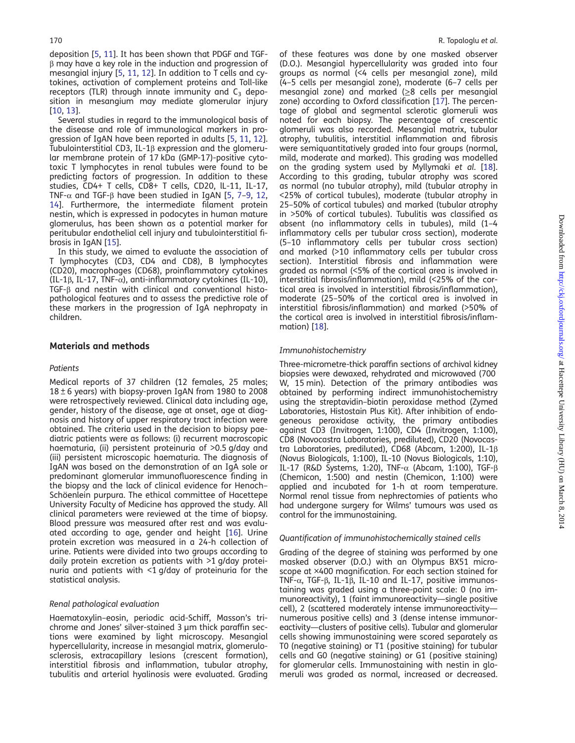deposition [5, 11]. It has been shown that PDGF and TGF-β may have a key role in the induction and progression of mesangial injury [5, 11, 12]. In addition to T cells and cytokines, activation of complement proteins and Toll-like receptors (TLR) through innate immunity and $C_3$ deposition in mesangium may mediate glomerular injury [10, 13].

Several studies in regard to the immunological basis of the disease and role of immunological markers in progression of IgAN have been reported in adults [5, 11, 12]. Tubulointerstitial CD3, IL-1β expression and the glomerular membrane protein of 17 kDa (GMP-17)-positive cytotoxic T lymphocytes in renal tubules were found to be predicting factors of progression. In addition to these studies, CD4+ T cells, CD8+ T cells, CD20, lL-11, IL-17, TNF-α and TGF-β have been studied in IgAN [5, 7–9, 12, 14]. Furthermore, the intermediate filament protein nestin, which is expressed in podocytes in human mature glomerulus, has been shown as a potential marker for peritubular endothelial cell injury and tubulointerstitial fibrosis in IgAN [15].

In this study, we aimed to evaluate the association of T lymphocytes (CD3, CD4 and CD8), B lymphocytes (CD20), macrophages (CD68), proinflammatory cytokines (IL-1β, IL-17, TNF-α), anti-inflammatory cytokines (IL-10), TGF-β and nestin with clinical and conventional histopathological features and to assess the predictive role of these markers in the progression of IgA nephropaty in children.

## Materials and methods

### Patients

Medical reports of 37 children (12 females, 25 males; 18 ± 6 years) with biopsy-proven IgAN from 1980 to 2008 were retrospectively reviewed. Clinical data including age, gender, history of the disease, age at onset, age at diagnosis and history of upper respiratory tract infection were obtained. The criteria used in the decision to biopsy paediatric patients were as follows: (i) recurrent macroscopic haematuria, (ii) persistent proteinuria of >0.5 g/day and (iii) persistent microscopic haematuria. The diagnosis of IgAN was based on the demonstration of an IgA sole or predominant glomerular immunofluorescence finding in the biopsy and the lack of clinical evidence for Henoch–Schöenlein purpura. The ethical committee of Hacettepe University Faculty of Medicine has approved the study. All clinical parameters were reviewed at the time of biopsy. Blood pressure was measured after rest and was evaluated according to age, gender and height [16]. Urine protein excretion was measured in a 24-h collection of urine. Patients were divided into two groups according to daily protein excretion as patients with >1 g/day proteinuria and patients with <1 g/day of proteinuria for the statistical analysis.

### Renal pathological evaluation

Haematoxylin–eosin, periodic acid-Schiff, Masson's trichrome and Jones' silver-stained 3 μm thick paraffin sections were examined by light microscopy. Mesangial hypercellularity, increase in mesangial matrix, glomerulosclerosis, extracapillary lesions (crescent formation), interstitial fibrosis and inflammation, tubular atrophy, tubulitis and arterial hyalinosis were evaluated. Grading of these features was done by one masked observer (D.O.). Mesangial hypercellularity was graded into four groups as normal (<4 cells per mesangial zone), mild (4–5 cells per mesangial zone), moderate (6–7 cells per mesangial zone) and marked (≥8 cells per mesangial zone) according to Oxford classification [17]. The percentage of global and segmental sclerotic glomeruli was noted for each biopsy. The percentage of crescentic glomeruli was also recorded. Mesangial matrix, tubular atrophy, tubulitis, interstitial inflammation and fibrosis were semiquantitatively graded into four groups (normal, mild, moderate and marked). This grading was modelled on the grading system used by Myllymaki *et al.* [18]. According to this grading, tubular atrophy was scored as normal (no tubular atrophy), mild (tubular atrophy in <25% of cortical tubules), moderate (tubular atrophy in 25–50% of cortical tubules) and marked (tubular atrophy in >50% of cortical tubules). Tubulitis was classified as absent (no inflammatory cells in tubules), mild (1–4 inflammatory cells per tubular cross section), moderate (5–10 inflammatory cells per tubular cross section) and marked (>10 inflammatory cells per tubular cross section). Interstitial fibrosis and inflammation were graded as normal (<5% of the cortical area is involved in interstitial fibrosis/inflammation), mild (<25% of the cortical area is involved in interstitial fibrosis/inflammation), moderate (25–50% of the cortical area is involved in interstitial fibrosis/inflammation) and marked (>50% of the cortical area is involved in interstitial fibrosis/inflammation) [18].

### Immunohistochemistry

Three-micrometre-thick paraffin sections of archival kidney biopsies were dewaxed, rehydrated and microwaved (700 W, 15 min). Detection of the primary antibodies was obtained by performing indirect immunohistochemistry using the streptavidin–biotin peroxidase method (Zymed Laboratories, Histostain Plus Kit). After inhibition of endogeneous peroxidase activity, the primary antibodies against CD3 (Invitrogen, 1:100), CD4 (Invitrogen, 1:100), CD8 (Novocastra Laboratories, prediluted), CD20 (Novocastra Laboratories, prediluted), CD68 (Abcam, 1:200), IL-1β (Novus Biologicals, 1:100), IL-10 (Novus Biologicals, 1:10), IL-17 (R&D Systems, 1:20), TNF-α (Abcam, 1:100), TGF-β (Chemicon, 1:500) and nestin (Chemicon, 1:100) were applied and incubated for 1-h at room temperature. Normal renal tissue from nephrectomies of patients who had undergone surgery for Wilms' tumours was used as control for the immunostaining.

### Quantification of immunohistochemically stained cells

Grading of the degree of staining was performed by one masked observer (D.O.) with an Olympus BX51 microscope at ×400 magnification. For each section stained for TNF-α, TGF-β, IL-1β, IL-10 and IL-17, positive immunostaining was graded using a three-point scale: 0 (no immunoreactivity), 1 (faint immunoreactivity—single positive cell), 2 (scattered moderately intense immunoreactivity—numerous positive cells) and 3 (dense intense immunoreactivity—clusters of positive cells). Tubular and glomerular cells showing immunostaining were scored separately as T0 (negative staining) or T1 (positive staining) for tubular cells and G0 (negative staining) or G1 (positive staining) for glomerular cells. Immunostaining with nestin in glomeruli was graded as normal, increased or decreased.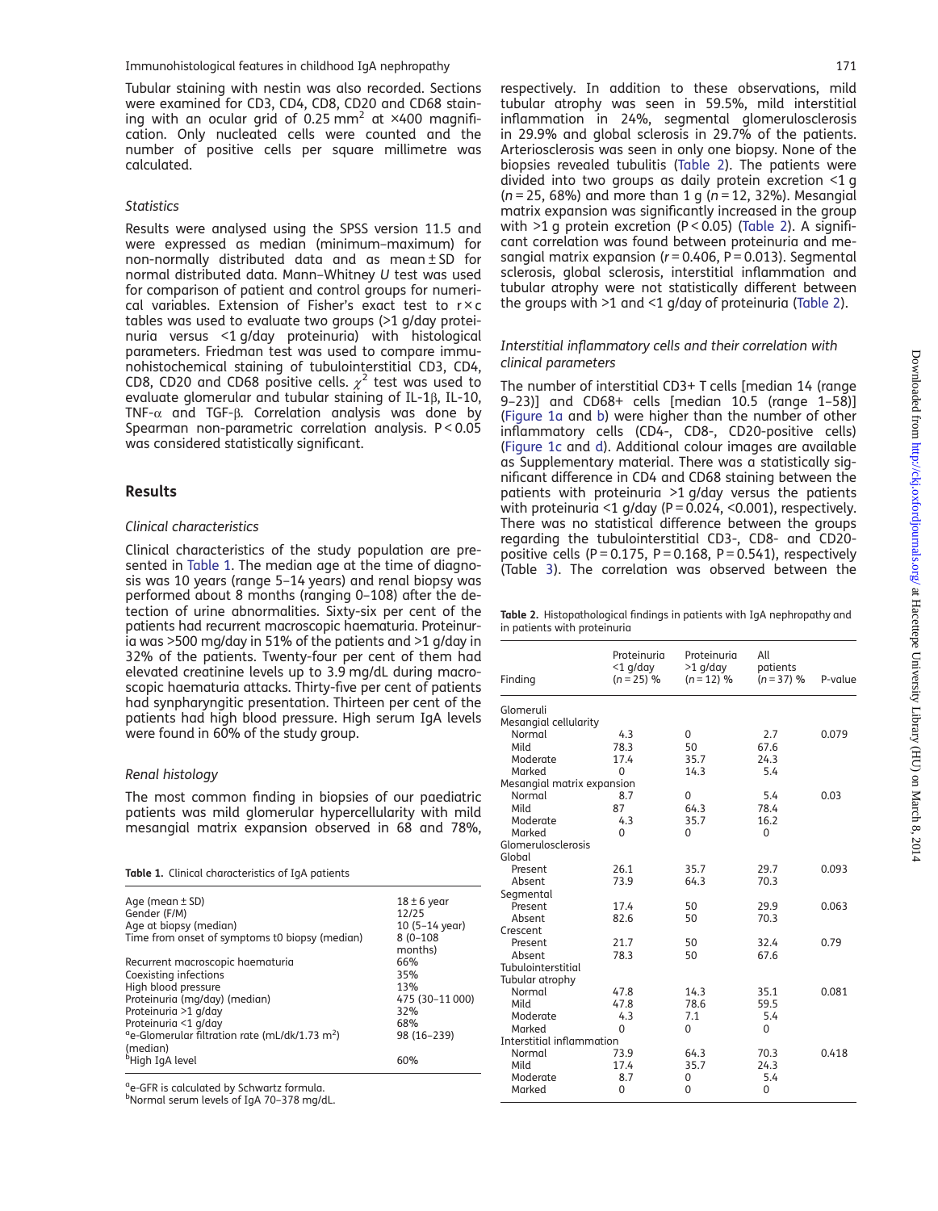Tubular staining with nestin was also recorded. Sections were examined for CD3, CD4, CD8, CD20 and CD68 staining with an ocular grid of 0.25 $mm^2$ at ×400 magnification. Only nucleated cells were counted and the number of positive cells per square millimetre was calculated.

### *Statistics*

Results were analysed using the SPSS version 11.5 and were expressed as median (minimum–maximum) for non-normally distributed data and as mean ± SD for normal distributed data. Mann–Whitney *U* test was used for comparison of patient and control groups for numerical variables. Extension of Fisher's exact test to r × c tables was used to evaluate two groups (>1 g/day proteinuria versus <1 g/day proteinuria) with histological parameters. Friedman test was used to compare immunohistochemical staining of tubulointerstitial CD3, CD4, CD8, CD20 and CD68 positive cells. $\chi^2$ test was used to evaluate glomerular and tubular staining of IL-1β, IL-10, TNF-α and TGF-β. Correlation analysis was done by Spearman non-parametric correlation analysis. $P < 0.05$ was considered statistically significant.

## Results

### *Clinical characteristics*

Clinical characteristics of the study population are presented in Table 1. The median age at the time of diagnosis was 10 years (range 5–14 years) and renal biopsy was performed about 8 months (ranging 0–108) after the detection of urine abnormalities. Sixty-six per cent of the patients had recurrent macroscopic haematuria. Proteinuria was >500 mg/day in 51% of the patients and >1 g/day in 32% of the patients. Twenty-four per cent of them had elevated creatinine levels up to 3.9 mg/dL during macroscopic haematuria attacks. Thirty-five per cent of patients had synpharyngitic presentation. Thirteen per cent of the patients had high blood pressure. High serum IgA levels were found in 60% of the study group.

### *Renal histology*

The most common finding in biopsies of our paediatric patients was mild glomerular hypercellularity with mild mesangial matrix expansion observed in 68 and 78%, respectively. In addition to these observations, mild tubular atrophy was seen in 59.5%, mild interstitial inflammation in 24%, segmental glomerulosclerosis in 29.9% and global sclerosis in 29.7% of the patients. Arteriosclerosis was seen in only one biopsy. None of the biopsies revealed tubulitis (Table 2). The patients were divided into two groups as daily protein excretion <1 g (*n* = 25, 68%) and more than 1 g (*n* = 12, 32%). Mesangial matrix expansion was significantly increased in the group with >1 g protein excretion ($P < 0.05$) (Table 2). A significant correlation was found between proteinuria and mesangial matrix expansion ($r = 0.406$, $P = 0.013$). Segmental sclerosis, global sclerosis, interstitial inflammation and tubular atrophy were not statistically different between the groups with >1 and <1 g/day of proteinuria (Table 2).

**Table 1.** Clinical characteristics of IgA patients

| | |
|---|---|
| Age (mean ± SD) | 18 ± 6 year |
| Gender (F/M) | 12/25 |
| Age at biopsy (median) | 10 (5–14 year) |
| Time from onset of symptoms t0 biopsy (median) | 8 (0–108 months) |
| Recurrent macroscopic haematuria | 66% |
| Coexisting infections | 35% |
| High blood pressure | 13% |
| Proteinuria (mg/day) (median) | 475 (30–11 000) |
| Proteinuria >1 g/day | 32% |
| Proteinuria <1 g/day | 68% |
| [a]e-Glomerular filtration rate (mL/dk/1.73 $m^2$) (median) | 98 (16–239) |
| [b]High IgA level | 60% |

[a]e-GFR is calculated by Schwartz formula.
[b]Normal serum levels of IgA 70–378 mg/dL.

### *Interstitial inflammatory cells and their correlation with clinical parameters*

The number of interstitial CD3+ T cells [median 14 (range 9–23)] and CD68+ cells [median 10.5 (range 1–58)] (Figure 1a and b) were higher than the number of other inflammatory cells (CD4-, CD8-, CD20-positive cells) (Figure 1c and d). Additional colour images are available as Supplementary material. There was a statistically significant difference in CD4 and CD68 staining between the patients with proteinuria >1 g/day versus the patients with proteinuria <1 g/day ($P = 0.024$, <0.001), respectively. There was no statistical difference between the groups regarding the tubulointerstitial CD3-, CD8- and CD20-positive cells ($P = 0.175$, $P = 0.168$, $P = 0.541$), respectively (Table 3). The correlation was observed between the

**Table 2.** Histopathological findings in patients with IgA nephropathy and in patients with proteinuria

| Finding | Proteinuria <1 g/day (*n* = 25) % | Proteinuria >1 g/day (*n* = 12) % | All patients (*n* = 37) % | P-value |
|---|---|---|---|---|
| Glomeruli | | | | |
| Mesangial cellularity | | | | |
| Normal | 4.3 | 0 | 2.7 | 0.079 |
| Mild | 78.3 | 50 | 67.6 | |
| Moderate | 17.4 | 35.7 | 24.3 | |
| Marked | 0 | 14.3 | 5.4 | |
| Mesangial matrix expansion | | | | |
| Normal | 8.7 | 0 | 5.4 | 0.03 |
| Mild | 87 | 64.3 | 78.4 | |
| Moderate | 4.3 | 35.7 | 16.2 | |
| Marked | 0 | 0 | 0 | |
| Glomerulosclerosis | | | | |
| Global | | | | |
| Present | 26.1 | 35.7 | 29.7 | 0.093 |
| Absent | 73.9 | 64.3 | 70.3 | |
| Segmental | | | | |
| Present | 17.4 | 50 | 29.9 | 0.063 |
| Absent | 82.6 | 50 | 70.3 | |
| Crescent | | | | |
| Present | 21.7 | 50 | 32.4 | 0.79 |
| Absent | 78.3 | 50 | 67.6 | |
| Tubulointerstitial | | | | |
| Tubular atrophy | | | | |
| Normal | 47.8 | 14.3 | 35.1 | 0.081 |
| Mild | 47.8 | 78.6 | 59.5 | |
| Moderate | 4.3 | 7.1 | 5.4 | |
| Marked | 0 | 0 | 0 | |
| Interstitial inflammation | | | | |
| Normal | 73.9 | 64.3 | 70.3 | 0.418 |
| Mild | 17.4 | 35.7 | 24.3 | |
| Moderate | 8.7 | 0 | 5.4 | |
| Marked | 0 | 0 | 0 | |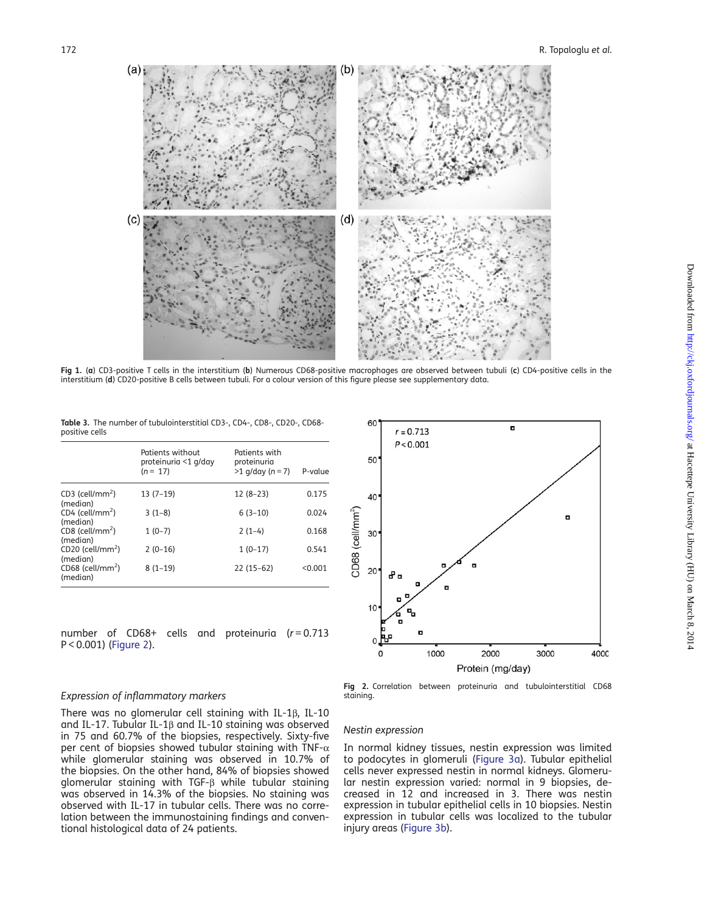Fig 1. (a) CD3-positive T cells in the interstitium (b) Numerous CD68-positive macrophages are observed between tubuli (c) CD4-positive cells in the interstitium (d) CD20-positive B cells between tubuli. For a colour version of this figure please see supplementary data.

Table 3. The number of tubulointerstitial CD3-, CD4-, CD8-, CD20-, CD68-positive cells

| | Patients without proteinuria <1 g/day (n = 17) | Patients with proteinuria >1 g/day (n = 7) | P-value |
|---|---|---|---|
| CD3 (cell/mm$^2$) (median) | 13 (7–19) | 12 (8–23) | 0.175 |
| CD4 (cell/mm$^2$) (median) | 3 (1–8) | 6 (3–10) | 0.024 |
| CD8 (cell/mm$^2$) (median) | 1 (0–7) | 2 (1–4) | 0.168 |
| CD20 (cell/mm$^2$) (median) | 2 (0–16) | 1 (0–17) | 0.541 |
| CD68 (cell/mm$^2$) (median) | 8 (1–19) | 22 (15–62) | <0.001 |

number of CD68+ cells and proteinuria ($r = 0.713$ $P < 0.001$) (Figure 2).

Fig 2. Correlation between proteinuria and tubulointerstitial CD68 staining.

### *Expression of inflammatory markers*

There was no glomerular cell staining with IL-1β, IL-10 and IL-17. Tubular IL-1β and IL-10 staining was observed in 75 and 60.7% of the biopsies, respectively. Sixty-five per cent of biopsies showed tubular staining with TNF-α while glomerular staining was observed in 10.7% of the biopsies. On the other hand, 84% of biopsies showed glomerular staining with TGF-β while tubular staining was observed in 14.3% of the biopsies. No staining was observed with IL-17 in tubular cells. There was no correlation between the immunostaining findings and conventional histological data of 24 patients.

### *Nestin expression*

In normal kidney tissues, nestin expression was limited to podocytes in glomeruli (Figure 3a). Tubular epithelial cells never expressed nestin in normal kidneys. Glomerular nestin expression varied: normal in 9 biopsies, decreased in 12 and increased in 3. There was nestin expression in tubular epithelial cells in 10 biopsies. Nestin expression in tubular cells was localized to the tubular injury areas (Figure 3b).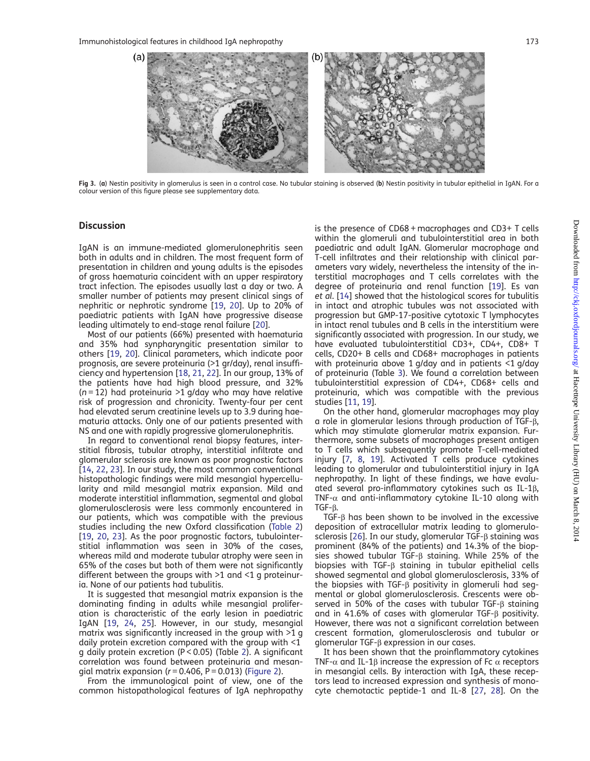Fig 3. (a) Nestin positivity in glomerulus is seen in a control case. No tubular staining is observed (b) Nestin positivity in tubular epithelial in IgAN. For a colour version of this figure please see supplementary data.

## Discussion

IgAN is an immune-mediated glomerulonephritis seen both in adults and in children. The most frequent form of presentation in children and young adults is the episodes of gross haematuria coincident with an upper respiratory tract infection. The episodes usually last a day or two. A smaller number of patients may present clinical sings of nephritic or nephrotic syndrome [19, 20]. Up to 20% of paediatric patients with IgAN have progressive disease leading ultimately to end-stage renal failure [20].

Most of our patients (66%) presented with haematuria and 35% had synpharyngitic presentation similar to others [19, 20]. Clinical parameters, which indicate poor prognosis, are severe proteinuria (>1 gr/day), renal insufficiency and hypertension [18, 21, 22]. In our group, 13% of the patients have had high blood pressure, and 32% ($n = 12$) had proteinuria >1 g/day who may have relative risk of progression and chronicity. Twenty-four per cent had elevated serum creatinine levels up to 3.9 during haematuria attacks. Only one of our patients presented with NS and one with rapidly progressive glomerulonephritis.

In regard to conventional renal biopsy features, interstitial fibrosis, tubular atrophy, interstitial infiltrate and glomerular sclerosis are known as poor prognostic factors [14, 22, 23]. In our study, the most common conventional histopathologic findings were mild mesangial hypercellularity and mild mesangial matrix expansion. Mild and moderate interstitial inflammation, segmental and global glomerulosclerosis were less commonly encountered in our patients, which was compatible with the previous studies including the new Oxford classification (Table 2) [19, 20, 23]. As the poor prognostic factors, tubulointerstitial inflammation was seen in 30% of the cases, whereas mild and moderate tubular atrophy were seen in 65% of the cases but both of them were not significantly different between the groups with >1 and <1 g proteinuria. None of our patients had tubulitis.

It is suggested that mesangial matrix expansion is the dominating finding in adults while mesangial proliferation is characteristic of the early lesion in paediatric IgAN [19, 24, 25]. However, in our study, mesangial matrix was significantly increased in the group with >1 g daily protein excretion compared with the group with <1 g daily protein excretion ($P < 0.05$) (Table 2). A significant correlation was found between proteinuria and mesangial matrix expansion ($r = 0.406$, $P = 0.013$) (Figure 2).

From the immunological point of view, one of the common histopathological features of IgA nephropathy is the presence of CD68 + macrophages and CD3+ T cells within the glomeruli and tubulointerstitial area in both paediatric and adult IgAN. Glomerular macrophage and T-cell infiltrates and their relationship with clinical parameters vary widely, nevertheless the intensity of the interstitial macrophages and T cells correlates with the degree of proteinuria and renal function [19]. Es van *et al*. [14] showed that the histological scores for tubulitis in intact and atrophic tubules was not associated with progression but GMP-17-positive cytotoxic T lymphocytes in intact renal tubules and B cells in the interstitium were significantly associated with progression. In our study, we have evaluated tubulointerstitial CD3+, CD4+, CD8+ T cells, CD20+ B cells and CD68+ macrophages in patients with proteinuria above 1 g/day and in patients <1 g/day of proteinuria (Table 3). We found a correlation between tubulointerstitial expression of CD4+, CD68+ cells and proteinuria, which was compatible with the previous studies [11, 19].

On the other hand, glomerular macrophages may play a role in glomerular lesions through production of TGF-β, which may stimulate glomerular matrix expansion. Furthermore, some subsets of macrophages present antigen to T cells which subsequently promote T-cell-mediated injury [7, 8, 19]. Activated T cells produce cytokines leading to glomerular and tubulointerstitial injury in IgA nephropathy. In light of these findings, we have evaluated several pro-inflammatory cytokines such as IL-1β, TNF-α and anti-inflammatory cytokine IL-10 along with TGF-β.

TGF-β has been shown to be involved in the excessive deposition of extracellular matrix leading to glomerulosclerosis [26]. In our study, glomerular TGF-β staining was prominent (84% of the patients) and 14.3% of the biopsies showed tubular TGF-β staining. While 25% of the biopsies with TGF-β staining in tubular epithelial cells showed segmental and global glomerulosclerosis, 33% of the biopsies with TGF-β positivity in glomeruli had segmental or global glomerulosclerosis. Crescents were observed in 50% of the cases with tubular TGF-β staining and in 41.6% of cases with glomerular TGF-β positivity. However, there was not a significant correlation between crescent formation, glomerulosclerosis and tubular or glomerular TGF-β expression in our cases.

It has been shown that the proinflammatory cytokines TNF-α and IL-1β increase the expression of Fc α receptors in mesangial cells. By interaction with IgA, these receptors lead to increased expression and synthesis of monocyte chemotactic peptide-1 and IL-8 [27, 28]. On the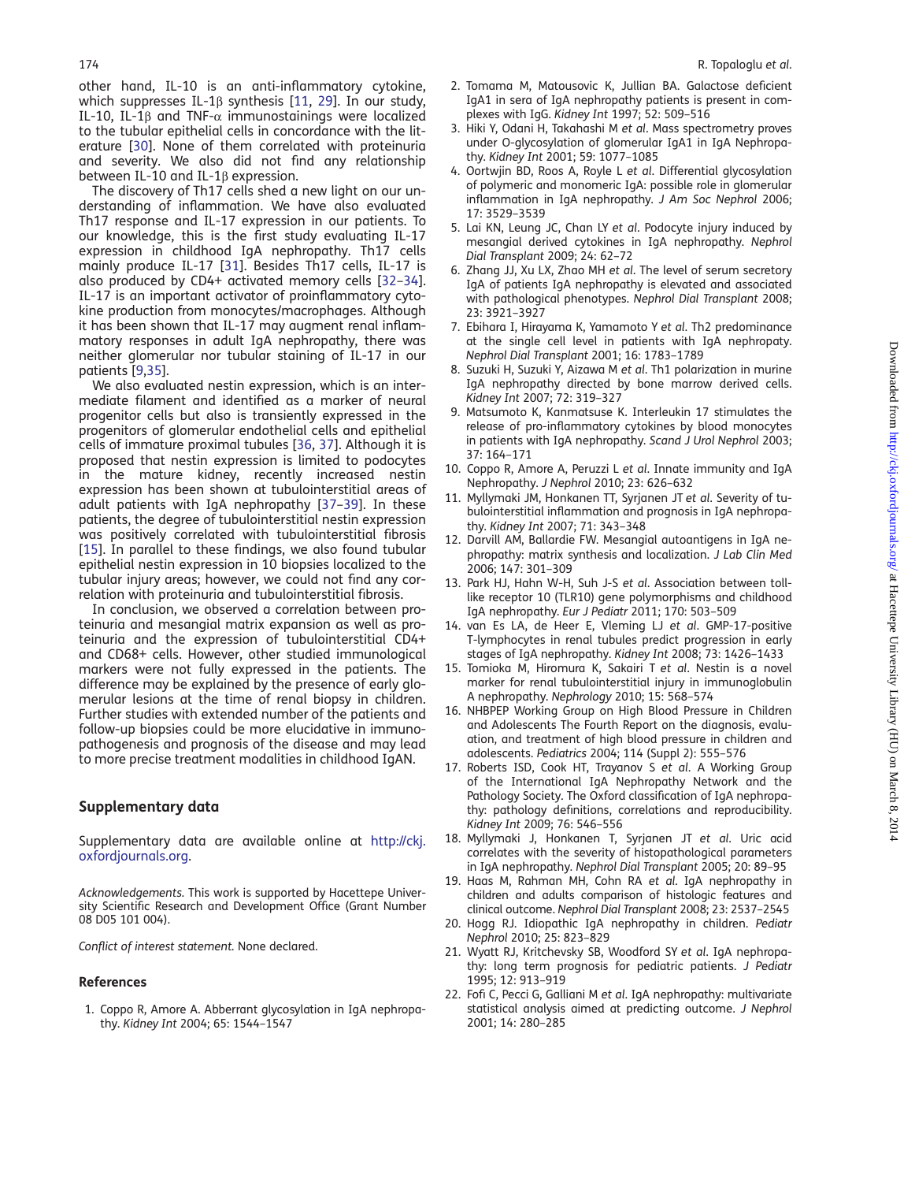other hand, IL-10 is an anti-inflammatory cytokine, which suppresses IL-1β synthesis [11, 29]. In our study, IL-10, IL-1β and TNF-α immunostainings were localized to the tubular epithelial cells in concordance with the literature [30]. None of them correlated with proteinuria and severity. We also did not find any relationship between IL-10 and IL-1β expression.

The discovery of Th17 cells shed a new light on our understanding of inflammation. We have also evaluated Th17 response and IL-17 expression in our patients. To our knowledge, this is the first study evaluating IL-17 expression in childhood IgA nephropathy. Th17 cells mainly produce IL-17 [31]. Besides Th17 cells, IL-17 is also produced by CD4+ activated memory cells [32–34]. IL-17 is an important activator of proinflammatory cytokine production from monocytes/macrophages. Although it has been shown that IL-17 may augment renal inflammatory responses in adult IgA nephropathy, there was neither glomerular nor tubular staining of IL-17 in our patients [9,35].

We also evaluated nestin expression, which is an intermediate filament and identified as a marker of neural progenitor cells but also is transiently expressed in the progenitors of glomerular endothelial cells and epithelial cells of immature proximal tubules [36, 37]. Although it is proposed that nestin expression is limited to podocytes in the mature kidney, recently increased nestin expression has been shown at tubulointerstitial areas of adult patients with IgA nephropathy [37–39]. In these patients, the degree of tubulointerstitial nestin expression was positively correlated with tubulointerstitial fibrosis [15]. In parallel to these findings, we also found tubular epithelial nestin expression in 10 biopsies localized to the tubular injury areas; however, we could not find any correlation with proteinuria and tubulointerstitial fibrosis.

In conclusion, we observed a correlation between proteinuria and mesangial matrix expansion as well as proteinuria and the expression of tubulointerstitial CD4+ and CD68+ cells. However, other studied immunological markers were not fully expressed in the patients. The difference may be explained by the presence of early glomerular lesions at the time of renal biopsy in children. Further studies with extended number of the patients and follow-up biopsies could be more elucidative in immunopathogenesis and prognosis of the disease and may lead to more precise treatment modalities in childhood IgAN.

## Supplementary data

Supplementary data are available online at http://ckj.oxfordjournals.org.

*Acknowledgements.* This work is supported by Hacettepe University Scientific Research and Development Office (Grant Number 08 D05 101 004).

*Conflict of interest statement.* None declared.

## References

1. Coppo R, Amore A. Abberrant glycosylation in IgA nephropathy. *Kidney Int* 2004; 65: 1544–1547
2. Tomama M, Matousovic K, Jullian BA. Galactose deficient IgA1 in sera of IgA nephropathy patients is present in complexes with IgG. *Kidney Int* 1997; 52: 509–516
3. Hiki Y, Odani H, Takahashi M *et al*. Mass spectrometry proves under O-glycosylation of glomerular IgA1 in IgA Nephropathy. *Kidney Int* 2001; 59: 1077–1085
4. Oortwjin BD, Roos A, Royle L *et al*. Differential glycosylation of polymeric and monomeric IgA: possible role in glomerular inflammation in IgA nephropathy. *J Am Soc Nephrol* 2006; 17: 3529–3539
5. Lai KN, Leung JC, Chan LY *et al*. Podocyte injury induced by mesangial derived cytokines in IgA nephropathy. *Nephrol Dial Transplant* 2009; 24: 62–72
6. Zhang JJ, Xu LX, Zhao MH *et al*. The level of serum secretory IgA of patients IgA nephropathy is elevated and associated with pathological phenotypes. *Nephrol Dial Transplant* 2008; 23: 3921–3927
7. Ebihara I, Hirayama K, Yamamoto Y *et al*. Th2 predominance at the single cell level in patients with IgA nephropaty. *Nephrol Dial Transplant* 2001; 16: 1783–1789
8. Suzuki H, Suzuki Y, Aizawa M *et al*. Th1 polarization in murine IgA nephropathy directed by bone marrow derived cells. *Kidney Int* 2007; 72: 319–327
9. Matsumoto K, Kanmatsuse K. Interleukin 17 stimulates the release of pro-inflammatory cytokines by blood monocytes in patients with IgA nephropathy. *Scand J Urol Nephrol* 2003; 37: 164–171
10. Coppo R, Amore A, Peruzzi L *et al*. Innate immunity and IgA Nephropathy. *J Nephrol* 2010; 23: 626–632
11. Myllymaki JM, Honkanen TT, Syrjanen JT *et al*. Severity of tubulointerstitial inflammation and prognosis in IgA nephropathy. *Kidney Int* 2007; 71: 343–348
12. Darvill AM, Ballardie FW. Mesangial autoantigens in IgA nephropathy: matrix synthesis and localization. *J Lab Clin Med* 2006; 147: 301–309
13. Park HJ, Hahn W-H, Suh J-S *et al*. Association between toll-like receptor 10 (TLR10) gene polymorphisms and childhood IgA nephropathy. *Eur J Pediatr* 2011; 170: 503–509
14. van Es LA, de Heer E, Vleming LJ *et al*. GMP-17-positive T-lymphocytes in renal tubules predict progression in early stages of IgA nephropathy. *Kidney Int* 2008; 73: 1426–1433
15. Tomioka M, Hiromura K, Sakairi T *et al*. Nestin is a novel marker for renal tubulointerstitial injury in immunoglobulin A nephropathy. *Nephrology* 2010; 15: 568–574
16. NHBPEP Working Group on High Blood Pressure in Children and Adolescents The Fourth Report on the diagnosis, evaluation, and treatment of high blood pressure in children and adolescents. *Pediatrics* 2004; 114 (Suppl 2): 555–576
17. Roberts ISD, Cook HT, Trayanov S *et al*. A Working Group of the International IgA Nephropathy Network and the Pathology Society. The Oxford classification of IgA nephropathy: pathology definitions, correlations and reproducibility. *Kidney Int* 2009; 76: 546–556
18. Myllymaki J, Honkanen T, Syrjanen JT *et al*. Uric acid correlates with the severity of histopathological parameters in IgA nephropathy. *Nephrol Dial Transplant* 2005; 20: 89–95
19. Haas M, Rahman MH, Cohn RA *et al*. IgA nephropathy in children and adults comparison of histologic features and clinical outcome. *Nephrol Dial Transplant* 2008; 23: 2537–2545
20. Hogg RJ. Idiopathic IgA nephropathy in children. *Pediatr Nephrol* 2010; 25: 823–829
21. Wyatt RJ, Kritchevsky SB, Woodford SY *et al*. IgA nephropathy: long term prognosis for pediatric patients. *J Pediatr* 1995; 12: 913–919
22. Fofi C, Pecci G, Galliani M *et al*. IgA nephropathy: multivariate statistical analysis aimed at predicting outcome. *J Nephrol* 2001; 14: 280–285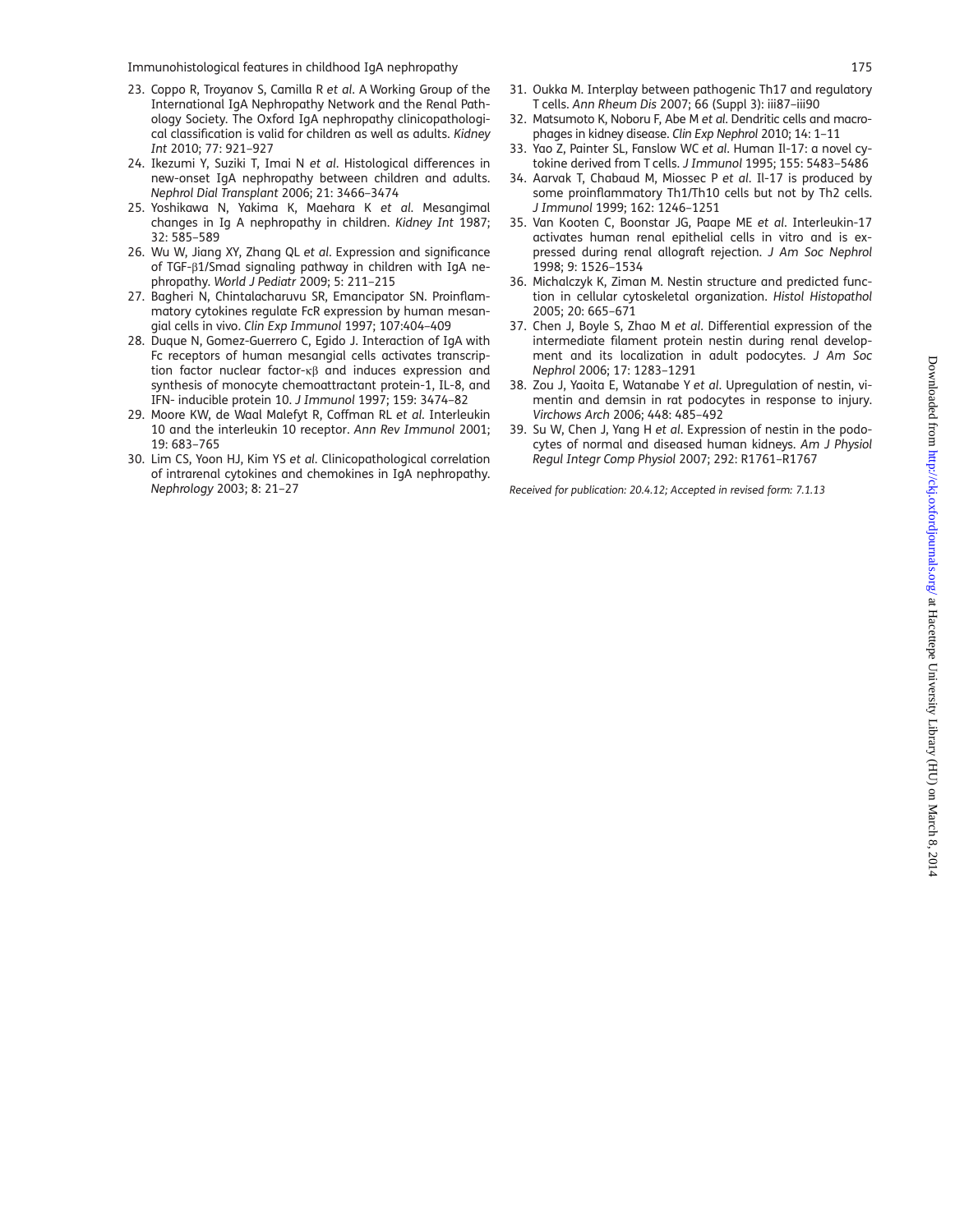23. Coppo R, Troyanov S, Camilla R *et al*. A Working Group of the International IgA Nephropathy Network and the Renal Pathology Society. The Oxford IgA nephropathy clinicopathological classification is valid for children as well as adults. *Kidney Int* 2010; 77: 921–927
24. Ikezumi Y, Suziki T, Imai N *et al*. Histological differences in new-onset IgA nephropathy between children and adults. *Nephrol Dial Transplant* 2006; 21: 3466–3474
25. Yoshikawa N, Yakima K, Maehara K *et al*. Mesangimal changes in Ig A nephropathy in children. *Kidney Int* 1987; 32: 585–589
26. Wu W, Jiang XY, Zhang QL *et al*. Expression and significance of TGF-β1/Smad signaling pathway in children with IgA nephropathy. *World J Pediatr* 2009; 5: 211–215
27. Bagheri N, Chintalacharuvu SR, Emancipator SN. Proinflammatory cytokines regulate FcR expression by human mesangial cells in vivo. *Clin Exp Immunol* 1997; 107:404–409
28. Duque N, Gomez-Guerrero C, Egido J. Interaction of IgA with Fc receptors of human mesangial cells activates transcription factor nuclear factor-κβ and induces expression and synthesis of monocyte chemoattractant protein-1, IL-8, and IFN- inducible protein 10. *J Immunol* 1997; 159: 3474–82
29. Moore KW, de Waal Malefyt R, Coffman RL *et al*. Interleukin 10 and the interleukin 10 receptor. *Ann Rev Immunol* 2001; 19: 683–765
30. Lim CS, Yoon HJ, Kim YS *et al*. Clinicopathological correlation of intrarenal cytokines and chemokines in IgA nephropathy. *Nephrology* 2003; 8: 21–27
31. Oukka M. Interplay between pathogenic Th17 and regulatory T cells. *Ann Rheum Dis* 2007; 66 (Suppl 3): iii87–iii90
32. Matsumoto K, Noboru F, Abe M *et al*. Dendritic cells and macrophages in kidney disease. *Clin Exp Nephrol* 2010; 14: 1–11
33. Yao Z, Painter SL, Fanslow WC *et al*. Human Il-17: a novel cytokine derived from T cells. *J Immunol* 1995; 155: 5483–5486
34. Aarvak T, Chabaud M, Miossec P *et al*. Il-17 is produced by some proinflammatory Th1/Th10 cells but not by Th2 cells. *J Immunol* 1999; 162: 1246–1251
35. Van Kooten C, Boonstar JG, Paape ME *et al*. Interleukin-17 activates human renal epithelial cells in vitro and is expressed during renal allograft rejection. *J Am Soc Nephrol* 1998; 9: 1526–1534
36. Michalczyk K, Ziman M. Nestin structure and predicted function in cellular cytoskeletal organization. *Histol Histopathol* 2005; 20: 665–671
37. Chen J, Boyle S, Zhao M *et al*. Differential expression of the intermediate filament protein nestin during renal development and its localization in adult podocytes. *J Am Soc Nephrol* 2006; 17: 1283–1291
38. Zou J, Yaoita E, Watanabe Y *et al*. Upregulation of nestin, vimentin and demsin in rat podocytes in response to injury. *Virchows Arch* 2006; 448: 485–492
39. Su W, Chen J, Yang H *et al*. Expression of nestin in the podocytes of normal and diseased human kidneys. *Am J Physiol Regul Integr Comp Physiol* 2007; 292: R1761–R1767

*Received for publication: 20.4.12; Accepted in revised form: 7.1.13*